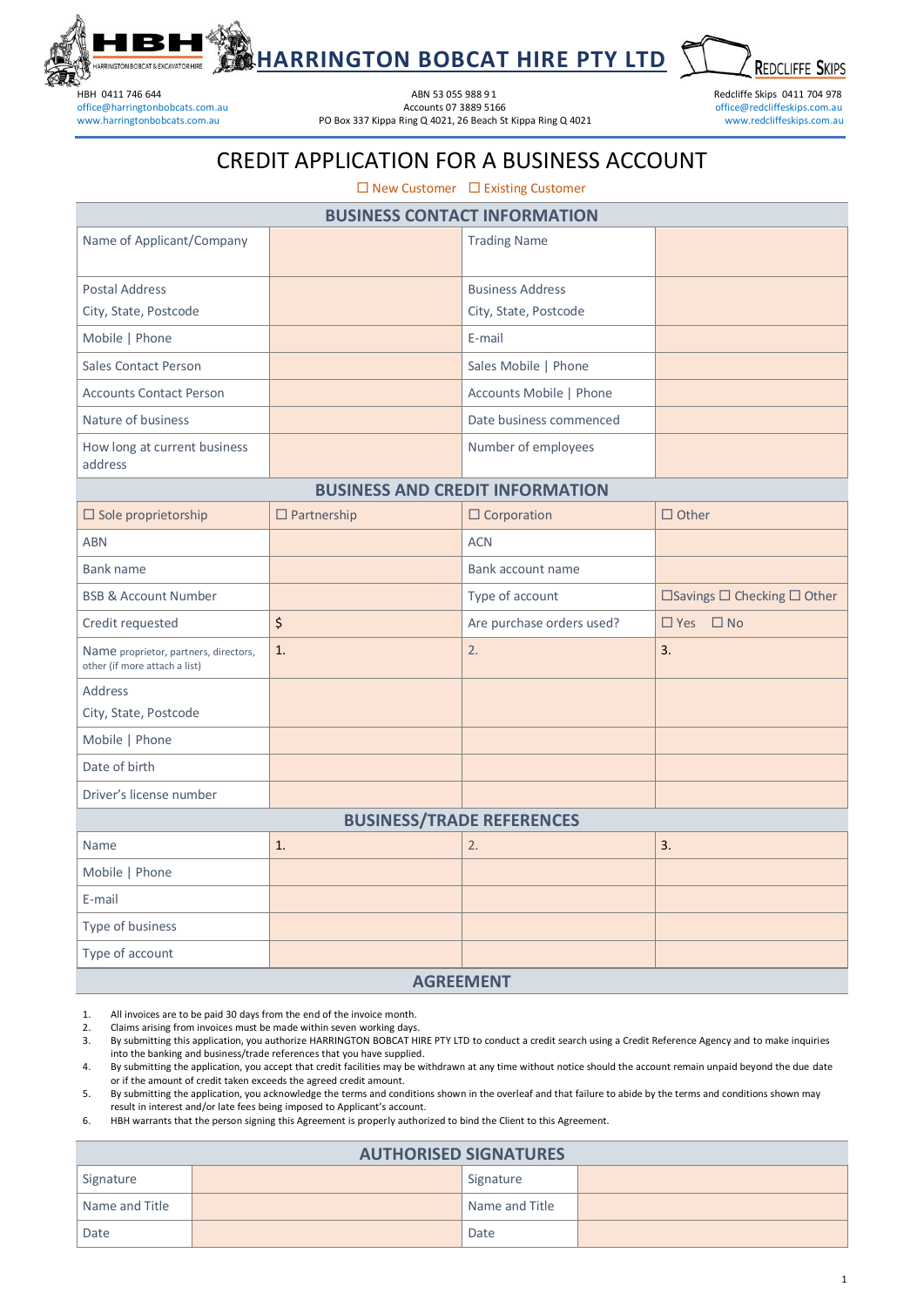HBH 0411 746 644
office@harringtonbobcats.com.au
www.harringtonbobcats.com.au

# HARRINGTON BOBCAT HIRE PTY LTD

ABN 53 055 988 9 1
Accounts 07 3889 5166
PO Box 337 Kippa Ring Q 4021, 26 Beach St Kippa Ring Q 4021

Redcliffe Skips 0411 704 978
office@redcliffeskips.com.au
www.redcliffeskips.com.au

## CREDIT APPLICATION FOR A BUSINESS ACCOUNT

☐ New Customer ☐ Existing Customer

| BUSINESS CONTACT INFORMATION | | | |
|---|---|---|---|
| Name of Applicant/Company | | Trading Name | |
| Postal Address<br>City, State, Postcode | | Business Address<br>City, State, Postcode | |
| Mobile \| Phone | | E-mail | |
| Sales Contact Person | | Sales Mobile \| Phone | |
| Accounts Contact Person | | Accounts Mobile \| Phone | |
| Nature of business | | Date business commenced | |
| How long at current business address | | Number of employees | |
| **BUSINESS AND CREDIT INFORMATION** | | | |
| ☐ Sole proprietorship | ☐ Partnership | ☐ Corporation | ☐ Other |
| ABN | | ACN | |
| Bank name | | Bank account name | |
| BSB & Account Number | | Type of account | ☐Savings ☐ Checking ☐ Other |
| Credit requested | $ | Are purchase orders used? | ☐ Yes ☐ No |
| Name proprietor, partners, directors, other (if more attach a list) | 1. | 2. | 3. |
| Address<br>City, State, Postcode | | | |
| Mobile \| Phone | | | |
| Date of birth | | | |
| Driver's license number | | | |
| **BUSINESS/TRADE REFERENCES** | | | |
| Name | 1. | 2. | 3. |
| Mobile \| Phone | | | |
| E-mail | | | |
| Type of business | | | |
| Type of account | | | |

## AGREEMENT

1. All invoices are to be paid 30 days from the end of the invoice month.
2. Claims arising from invoices must be made within seven working days.
3. By submitting this application, you authorize HARRINGTON BOBCAT HIRE PTY LTD to conduct a credit search using a Credit Reference Agency and to make inquiries into the banking and business/trade references that you have supplied.
4. By submitting the application, you accept that credit facilities may be withdrawn at any time without notice should the account remain unpaid beyond the due date or if the amount of credit taken exceeds the agreed credit amount.
5. By submitting the application, you acknowledge the terms and conditions shown in the overleaf and that failure to abide by the terms and conditions shown may result in interest and/or late fees being imposed to Applicant's account.
6. HBH warrants that the person signing this Agreement is properly authorized to bind the Client to this Agreement.

| AUTHORISED SIGNATURES | | | |
|---|---|---|---|
| Signature | | Signature | |
| Name and Title | | Name and Title | |
| Date | | Date | |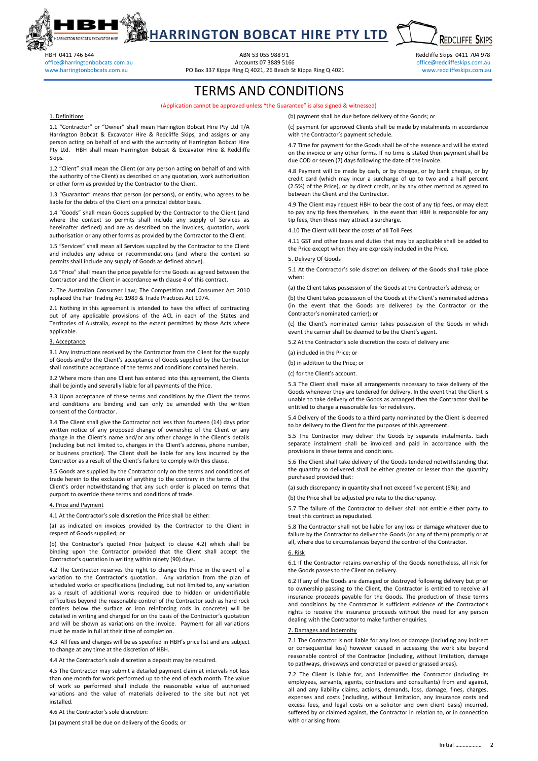# HARRINGTON BOBCAT HIRE PTY LTD

HBH 0411 746 644
office@harringtonbobcats.com.au
www.harringtonbobcats.com.au

ABN 53 055 988 91
Accounts 07 3889 5166
PO Box 337 Kippa Ring Q 4021, 26 Beach St Kippa Ring Q 4021

Redcliffe Skips 0411 704 978
office@redcliffeskips.com.au
www.redcliffeskips.com.au

# TERMS AND CONDITIONS

(Application cannot be approved unless "the Guarantee" is also signed & witnessed)

1. Definitions

1.1 "Contractor" or "Owner" shall mean Harrington Bobcat Hire Pty Ltd T/A Harrington Bobcat & Excavator Hire & Redcliffe Skips, and assigns or any person acting on behalf of and with the authority of Harrington Bobcat Hire Pty Ltd. HBH shall mean Harrington Bobcat & Excavator Hire & Redcliffe Skips.

1.2 "Client" shall mean the Client (or any person acting on behalf of and with the authority of the Client) as described on any quotation, work authorisation or other form as provided by the Contractor to the Client.

1.3 "Guarantor" means that person (or persons), or entity, who agrees to be liable for the debts of the Client on a principal debtor basis.

1.4 "Goods" shall mean Goods supplied by the Contractor to the Client (and where the context so permits shall include any supply of Services as hereinafter defined) and are as described on the invoices, quotation, work authorisation or any other forms as provided by the Contractor to the Client.

1.5 "Services" shall mean all Services supplied by the Contractor to the Client and includes any advice or recommendations (and where the context so permits shall include any supply of Goods as defined above).

1.6 "Price" shall mean the price payable for the Goods as agreed between the Contractor and the Client in accordance with clause 4 of this contract.

2. The Australian Consumer Law; The Competition and Consumer Act 2010 replaced the Fair Trading Act 1989 & Trade Practices Act 1974.

2.1 Nothing in this agreement is intended to have the effect of contracting out of any applicable provisions of the ACL in each of the States and Territories of Australia, except to the extent permitted by those Acts where applicable.

3. Acceptance

3.1 Any instructions received by the Contractor from the Client for the supply of Goods and/or the Client's acceptance of Goods supplied by the Contractor shall constitute acceptance of the terms and conditions contained herein.

3.2 Where more than one Client has entered into this agreement, the Clients shall be jointly and severally liable for all payments of the Price.

3.3 Upon acceptance of these terms and conditions by the Client the terms and conditions are binding and can only be amended with the written consent of the Contractor.

3.4 The Client shall give the Contractor not less than fourteen (14) days prior written notice of any proposed change of ownership of the Client or any change in the Client's name and/or any other change in the Client's details (including but not limited to, changes in the Client's address, phone number, or business practice). The Client shall be liable for any loss incurred by the Contractor as a result of the Client's failure to comply with this clause.

3.5 Goods are supplied by the Contractor only on the terms and conditions of trade herein to the exclusion of anything to the contrary in the terms of the Client's order notwithstanding that any such order is placed on terms that purport to override these terms and conditions of trade.

4. Price and Payment

4.1 At the Contractor's sole discretion the Price shall be either:

(a) as indicated on invoices provided by the Contractor to the Client in respect of Goods supplied; or

(b) the Contractor's quoted Price (subject to clause 4.2) which shall be binding upon the Contractor provided that the Client shall accept the Contractor's quotation in writing within ninety (90) days.

4.2 The Contractor reserves the right to change the Price in the event of a variation to the Contractor's quotation. Any variation from the plan of scheduled works or specifications (including, but not limited to, any variation as a result of additional works required due to hidden or unidentifiable difficulties beyond the reasonable control of the Contractor such as hard rock barriers below the surface or iron reinforcing rods in concrete) will be detailed in writing and charged for on the basis of the Contractor's quotation and will be shown as variations on the invoice. Payment for all variations must be made in full at their time of completion.

4.3 All fees and charges will be as specified in HBH's price list and are subject to change at any time at the discretion of HBH.

4.4 At the Contractor's sole discretion a deposit may be required.

4.5 The Contractor may submit a detailed payment claim at intervals not less than one month for work performed up to the end of each month. The value of work so performed shall include the reasonable value of authorised variations and the value of materials delivered to the site but not yet installed.

4.6 At the Contractor's sole discretion:

(a) payment shall be due on delivery of the Goods; or

(b) payment shall be due before delivery of the Goods; or

(c) payment for approved Clients shall be made by instalments in accordance with the Contractor's payment schedule.

4.7 Time for payment for the Goods shall be of the essence and will be stated on the invoice or any other forms. If no time is stated then payment shall be due COD or seven (7) days following the date of the invoice.

4.8 Payment will be made by cash, or by cheque, or by bank cheque, or by credit card (which may incur a surcharge of up to two and a half percent (2.5%) of the Price), or by direct credit, or by any other method as agreed to between the Client and the Contractor.

4.9 The Client may request HBH to bear the cost of any tip fees, or may elect to pay any tip fees themselves. In the event that HBH is responsible for any tip fees, then these may attract a surcharge.

4.10 The Client will bear the costs of all Toll Fees.

4.11 GST and other taxes and duties that may be applicable shall be added to the Price except when they are expressly included in the Price.

5. Delivery Of Goods

5.1 At the Contractor's sole discretion delivery of the Goods shall take place when:

(a) the Client takes possession of the Goods at the Contractor's address; or

(b) the Client takes possession of the Goods at the Client's nominated address (in the event that the Goods are delivered by the Contractor or the Contractor's nominated carrier); or

(c) the Client's nominated carrier takes possession of the Goods in which event the carrier shall be deemed to be the Client's agent.

5.2 At the Contractor's sole discretion the costs of delivery are:

(a) included in the Price; or

(b) in addition to the Price; or

(c) for the Client's account.

5.3 The Client shall make all arrangements necessary to take delivery of the Goods whenever they are tendered for delivery. In the event that the Client is unable to take delivery of the Goods as arranged then the Contractor shall be entitled to charge a reasonable fee for redelivery.

5.4 Delivery of the Goods to a third party nominated by the Client is deemed to be delivery to the Client for the purposes of this agreement.

5.5 The Contractor may deliver the Goods by separate instalments. Each separate instalment shall be invoiced and paid in accordance with the provisions in these terms and conditions.

5.6 The Client shall take delivery of the Goods tendered notwithstanding that the quantity so delivered shall be either greater or lesser than the quantity purchased provided that:

(a) such discrepancy in quantity shall not exceed five percent (5%); and

(b) the Price shall be adjusted pro rata to the discrepancy.

5.7 The failure of the Contractor to deliver shall not entitle either party to treat this contract as repudiated.

5.8 The Contractor shall not be liable for any loss or damage whatever due to failure by the Contractor to deliver the Goods (or any of them) promptly or at all, where due to circumstances beyond the control of the Contractor.

6. Risk

6.1 If the Contractor retains ownership of the Goods nonetheless, all risk for the Goods passes to the Client on delivery.

6.2 If any of the Goods are damaged or destroyed following delivery but prior to ownership passing to the Client, the Contractor is entitled to receive all insurance proceeds payable for the Goods. The production of these terms and conditions by the Contractor is sufficient evidence of the Contractor's rights to receive the insurance proceeds without the need for any person dealing with the Contractor to make further enquiries.

7. Damages and Indemnity

7.1 The Contractor is not liable for any loss or damage (including any indirect or consequential loss) however caused in accessing the work site beyond reasonable control of the Contractor (including, without limitation, damage to pathways, driveways and concreted or paved or grassed areas).

7.2 The Client is liable for, and indemnifies the Contractor (including its employees, servants, agents, contractors and consultants) from and against, all and any liability claims, actions, demands, loss, damage, fines, charges, expenses and costs (including, without limitation, any insurance costs and excess fees, and legal costs on a solicitor and own client basis) incurred, suffered by or claimed against, the Contractor in relation to, or in connection with or arising from:

Initial ………………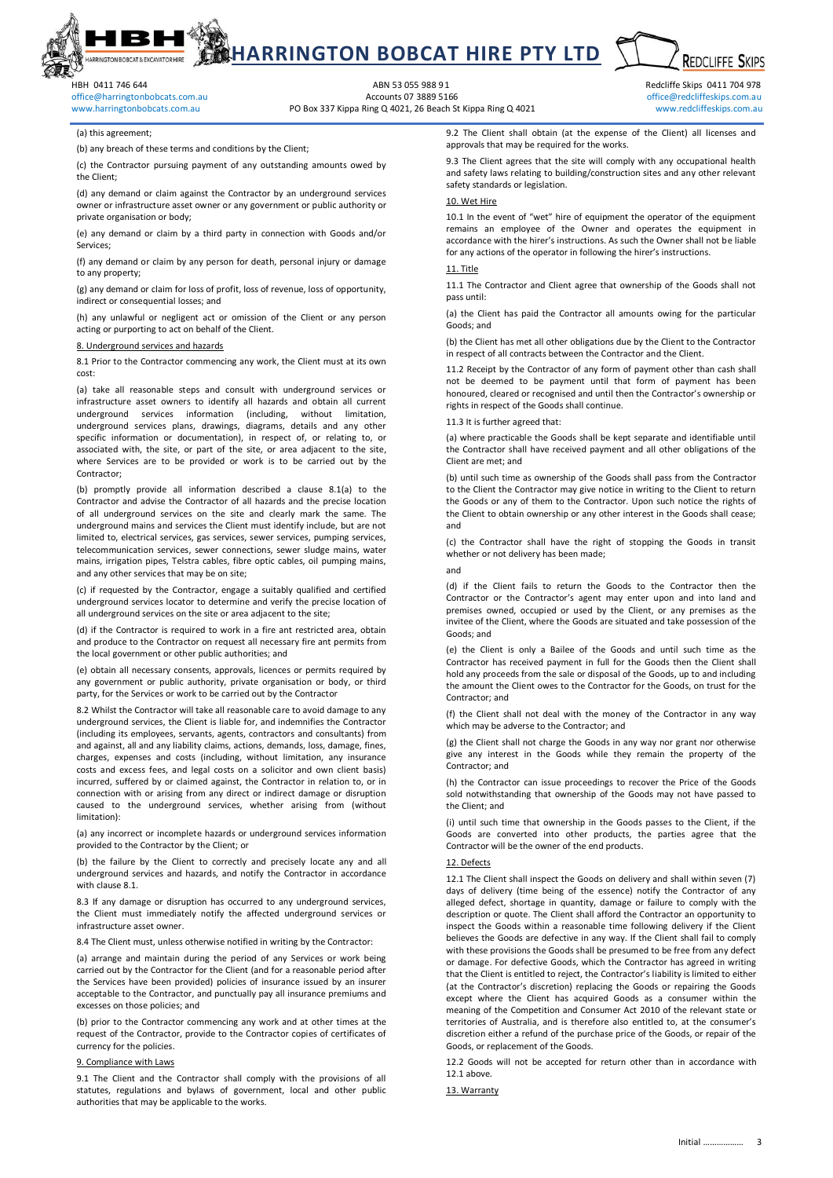(a) this agreement;

(b) any breach of these terms and conditions by the Client;

(c) the Contractor pursuing payment of any outstanding amounts owed by the Client;

(d) any demand or claim against the Contractor by an underground services owner or infrastructure asset owner or any government or public authority or private organisation or body;

(e) any demand or claim by a third party in connection with Goods and/or Services;

(f) any demand or claim by any person for death, personal injury or damage to any property;

(g) any demand or claim for loss of profit, loss of revenue, loss of opportunity, indirect or consequential losses; and

(h) any unlawful or negligent act or omission of the Client or any person acting or purporting to act on behalf of the Client.

8. Underground services and hazards

8.1 Prior to the Contractor commencing any work, the Client must at its own cost:

(a) take all reasonable steps and consult with underground services or infrastructure asset owners to identify all hazards and obtain all current underground services information (including, without limitation, underground services plans, drawings, diagrams, details and any other specific information or documentation), in respect of, or relating to, or associated with, the site, or part of the site, or area adjacent to the site, where Services are to be provided or work is to be carried out by the Contractor;

(b) promptly provide all information described a clause 8.1(a) to the Contractor and advise the Contractor of all hazards and the precise location of all underground services on the site and clearly mark the same. The underground mains and services the Client must identify include, but are not limited to, electrical services, gas services, sewer services, pumping services, telecommunication services, sewer connections, sewer sludge mains, water mains, irrigation pipes, Telstra cables, fibre optic cables, oil pumping mains, and any other services that may be on site;

(c) if requested by the Contractor, engage a suitably qualified and certified underground services locator to determine and verify the precise location of all underground services on the site or area adjacent to the site;

(d) if the Contractor is required to work in a fire ant restricted area, obtain and produce to the Contractor on request all necessary fire ant permits from the local government or other public authorities; and

(e) obtain all necessary consents, approvals, licences or permits required by any government or public authority, private organisation or body, or third party, for the Services or work to be carried out by the Contractor

8.2 Whilst the Contractor will take all reasonable care to avoid damage to any underground services, the Client is liable for, and indemnifies the Contractor (including its employees, servants, agents, contractors and consultants) from and against, all and any liability claims, actions, demands, loss, damage, fines, charges, expenses and costs (including, without limitation, any insurance costs and excess fees, and legal costs on a solicitor and own client basis) incurred, suffered by or claimed against, the Contractor in relation to, or in connection with or arising from any direct or indirect damage or disruption caused to the underground services, whether arising from (without limitation):

(a) any incorrect or incomplete hazards or underground services information provided to the Contractor by the Client; or

(b) the failure by the Client to correctly and precisely locate any and all underground services and hazards, and notify the Contractor in accordance with clause 8.1.

8.3 If any damage or disruption has occurred to any underground services, the Client must immediately notify the affected underground services or infrastructure asset owner.

8.4 The Client must, unless otherwise notified in writing by the Contractor:

(a) arrange and maintain during the period of any Services or work being carried out by the Contractor for the Client (and for a reasonable period after the Services have been provided) policies of insurance issued by an insurer acceptable to the Contractor, and punctually pay all insurance premiums and excesses on those policies; and

(b) prior to the Contractor commencing any work and at other times at the request of the Contractor, provide to the Contractor copies of certificates of currency for the policies.

9. Compliance with Laws

9.1 The Client and the Contractor shall comply with the provisions of all statutes, regulations and bylaws of government, local and other public authorities that may be applicable to the works.

9.2 The Client shall obtain (at the expense of the Client) all licenses and approvals that may be required for the works.

9.3 The Client agrees that the site will comply with any occupational health and safety laws relating to building/construction sites and any other relevant safety standards or legislation.

10. Wet Hire

10.1 In the event of "wet" hire of equipment the operator of the equipment remains an employee of the Owner and operates the equipment in accordance with the hirer's instructions. As such the Owner shall not be liable for any actions of the operator in following the hirer's instructions.

11. Title

11.1 The Contractor and Client agree that ownership of the Goods shall not pass until:

(a) the Client has paid the Contractor all amounts owing for the particular Goods; and

(b) the Client has met all other obligations due by the Client to the Contractor in respect of all contracts between the Contractor and the Client.

11.2 Receipt by the Contractor of any form of payment other than cash shall not be deemed to be payment until that form of payment has been honoured, cleared or recognised and until then the Contractor's ownership or rights in respect of the Goods shall continue.

11.3 It is further agreed that:

(a) where practicable the Goods shall be kept separate and identifiable until the Contractor shall have received payment and all other obligations of the Client are met; and

(b) until such time as ownership of the Goods shall pass from the Contractor to the Client the Contractor may give notice in writing to the Client to return the Goods or any of them to the Contractor. Upon such notice the rights of the Client to obtain ownership or any other interest in the Goods shall cease; and

(c) the Contractor shall have the right of stopping the Goods in transit whether or not delivery has been made;

and

(d) if the Client fails to return the Goods to the Contractor then the Contractor or the Contractor's agent may enter upon and into land and premises owned, occupied or used by the Client, or any premises as the invitee of the Client, where the Goods are situated and take possession of the Goods; and

(e) the Client is only a Bailee of the Goods and until such time as the Contractor has received payment in full for the Goods then the Client shall hold any proceeds from the sale or disposal of the Goods, up to and including the amount the Client owes to the Contractor for the Goods, on trust for the Contractor; and

(f) the Client shall not deal with the money of the Contractor in any way which may be adverse to the Contractor; and

(g) the Client shall not charge the Goods in any way nor grant nor otherwise give any interest in the Goods while they remain the property of the Contractor; and

(h) the Contractor can issue proceedings to recover the Price of the Goods sold notwithstanding that ownership of the Goods may not have passed to the Client; and

(i) until such time that ownership in the Goods passes to the Client, if the Goods are converted into other products, the parties agree that the Contractor will be the owner of the end products.

12. Defects

12.1 The Client shall inspect the Goods on delivery and shall within seven (7) days of delivery (time being of the essence) notify the Contractor of any alleged defect, shortage in quantity, damage or failure to comply with the description or quote. The Client shall afford the Contractor an opportunity to inspect the Goods within a reasonable time following delivery if the Client believes the Goods are defective in any way. If the Client shall fail to comply with these provisions the Goods shall be presumed to be free from any defect or damage. For defective Goods, which the Contractor has agreed in writing that the Client is entitled to reject, the Contractor's liability is limited to either (at the Contractor's discretion) replacing the Goods or repairing the Goods except where the Client has acquired Goods as a consumer within the meaning of the Competition and Consumer Act 2010 of the relevant state or territories of Australia, and is therefore also entitled to, at the consumer's discretion either a refund of the purchase price of the Goods, or repair of the Goods, or replacement of the Goods.

12.2 Goods will not be accepted for return other than in accordance with 12.1 above.

13. Warranty

Initial ………………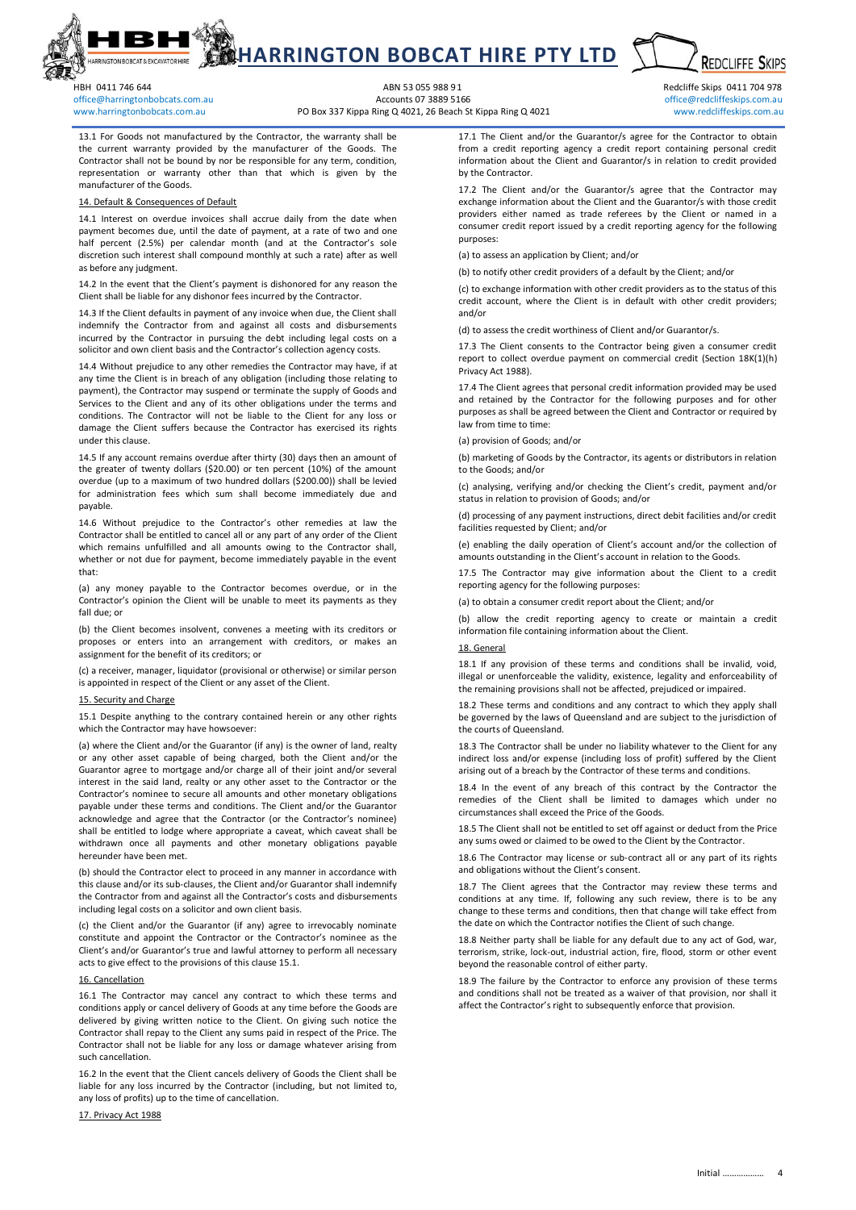13.1 For Goods not manufactured by the Contractor, the warranty shall be the current warranty provided by the manufacturer of the Goods. The Contractor shall not be bound by nor be responsible for any term, condition, representation or warranty other than that which is given by the manufacturer of the Goods.

14. Default & Consequences of Default

14.1 Interest on overdue invoices shall accrue daily from the date when payment becomes due, until the date of payment, at a rate of two and one half percent (2.5%) per calendar month (and at the Contractor's sole discretion such interest shall compound monthly at such a rate) after as well as before any judgment.

14.2 In the event that the Client's payment is dishonored for any reason the Client shall be liable for any dishonor fees incurred by the Contractor.

14.3 If the Client defaults in payment of any invoice when due, the Client shall indemnify the Contractor from and against all costs and disbursements incurred by the Contractor in pursuing the debt including legal costs on a solicitor and own client basis and the Contractor's collection agency costs.

14.4 Without prejudice to any other remedies the Contractor may have, if at any time the Client is in breach of any obligation (including those relating to payment), the Contractor may suspend or terminate the supply of Goods and Services to the Client and any of its other obligations under the terms and conditions. The Contractor will not be liable to the Client for any loss or damage the Client suffers because the Contractor has exercised its rights under this clause.

14.5 If any account remains overdue after thirty (30) days then an amount of the greater of twenty dollars ($20.00) or ten percent (10%) of the amount overdue (up to a maximum of two hundred dollars ($200.00)) shall be levied for administration fees which sum shall become immediately due and payable.

14.6 Without prejudice to the Contractor's other remedies at law the Contractor shall be entitled to cancel all or any part of any order of the Client which remains unfulfilled and all amounts owing to the Contractor shall, whether or not due for payment, become immediately payable in the event that:

(a) any money payable to the Contractor becomes overdue, or in the Contractor's opinion the Client will be unable to meet its payments as they fall due; or

(b) the Client becomes insolvent, convenes a meeting with its creditors or proposes or enters into an arrangement with creditors, or makes an assignment for the benefit of its creditors; or

(c) a receiver, manager, liquidator (provisional or otherwise) or similar person is appointed in respect of the Client or any asset of the Client.

15. Security and Charge

15.1 Despite anything to the contrary contained herein or any other rights which the Contractor may have howsoever:

(a) where the Client and/or the Guarantor (if any) is the owner of land, realty or any other asset capable of being charged, both the Client and/or the Guarantor agree to mortgage and/or charge all of their joint and/or several interest in the said land, realty or any other asset to the Contractor or the Contractor's nominee to secure all amounts and other monetary obligations payable under these terms and conditions. The Client and/or the Guarantor acknowledge and agree that the Contractor (or the Contractor's nominee) shall be entitled to lodge where appropriate a caveat, which caveat shall be withdrawn once all payments and other monetary obligations payable hereunder have been met.

(b) should the Contractor elect to proceed in any manner in accordance with this clause and/or its sub-clauses, the Client and/or Guarantor shall indemnify the Contractor from and against all the Contractor's costs and disbursements including legal costs on a solicitor and own client basis.

(c) the Client and/or the Guarantor (if any) agree to irrevocably nominate constitute and appoint the Contractor or the Contractor's nominee as the Client's and/or Guarantor's true and lawful attorney to perform all necessary acts to give effect to the provisions of this clause 15.1.

16. Cancellation

16.1 The Contractor may cancel any contract to which these terms and conditions apply or cancel delivery of Goods at any time before the Goods are delivered by giving written notice to the Client. On giving such notice the Contractor shall repay to the Client any sums paid in respect of the Price. The Contractor shall not be liable for any loss or damage whatever arising from such cancellation.

16.2 In the event that the Client cancels delivery of Goods the Client shall be liable for any loss incurred by the Contractor (including, but not limited to, any loss of profits) up to the time of cancellation.

17. Privacy Act 1988

17.1 The Client and/or the Guarantor/s agree for the Contractor to obtain from a credit reporting agency a credit report containing personal credit information about the Client and Guarantor/s in relation to credit provided by the Contractor.

17.2 The Client and/or the Guarantor/s agree that the Contractor may exchange information about the Client and the Guarantor/s with those credit providers either named as trade referees by the Client or named in a consumer credit report issued by a credit reporting agency for the following purposes:

(a) to assess an application by Client; and/or

(b) to notify other credit providers of a default by the Client; and/or

(c) to exchange information with other credit providers as to the status of this credit account, where the Client is in default with other credit providers; and/or

(d) to assess the credit worthiness of Client and/or Guarantor/s.

17.3 The Client consents to the Contractor being given a consumer credit report to collect overdue payment on commercial credit (Section 18K(1)(h) Privacy Act 1988).

17.4 The Client agrees that personal credit information provided may be used and retained by the Contractor for the following purposes and for other purposes as shall be agreed between the Client and Contractor or required by law from time to time:

(a) provision of Goods; and/or

(b) marketing of Goods by the Contractor, its agents or distributors in relation to the Goods; and/or

(c) analysing, verifying and/or checking the Client's credit, payment and/or status in relation to provision of Goods; and/or

(d) processing of any payment instructions, direct debit facilities and/or credit facilities requested by Client; and/or

(e) enabling the daily operation of Client's account and/or the collection of amounts outstanding in the Client's account in relation to the Goods.

17.5 The Contractor may give information about the Client to a credit reporting agency for the following purposes:

(a) to obtain a consumer credit report about the Client; and/or

(b) allow the credit reporting agency to create or maintain a credit information file containing information about the Client.

18. General

18.1 If any provision of these terms and conditions shall be invalid, void, illegal or unenforceable the validity, existence, legality and enforceability of the remaining provisions shall not be affected, prejudiced or impaired.

18.2 These terms and conditions and any contract to which they apply shall be governed by the laws of Queensland and are subject to the jurisdiction of the courts of Queensland.

18.3 The Contractor shall be under no liability whatever to the Client for any indirect loss and/or expense (including loss of profit) suffered by the Client arising out of a breach by the Contractor of these terms and conditions.

18.4 In the event of any breach of this contract by the Contractor the remedies of the Client shall be limited to damages which under no circumstances shall exceed the Price of the Goods.

18.5 The Client shall not be entitled to set off against or deduct from the Price any sums owed or claimed to be owed to the Client by the Contractor.

18.6 The Contractor may license or sub-contract all or any part of its rights and obligations without the Client's consent.

18.7 The Client agrees that the Contractor may review these terms and conditions at any time. If, following any such review, there is to be any change to these terms and conditions, then that change will take effect from the date on which the Contractor notifies the Client of such change.

18.8 Neither party shall be liable for any default due to any act of God, war, terrorism, strike, lock-out, industrial action, fire, flood, storm or other event beyond the reasonable control of either party.

18.9 The failure by the Contractor to enforce any provision of these terms and conditions shall not be treated as a waiver of that provision, nor shall it affect the Contractor's right to subsequently enforce that provision.

Initial ………………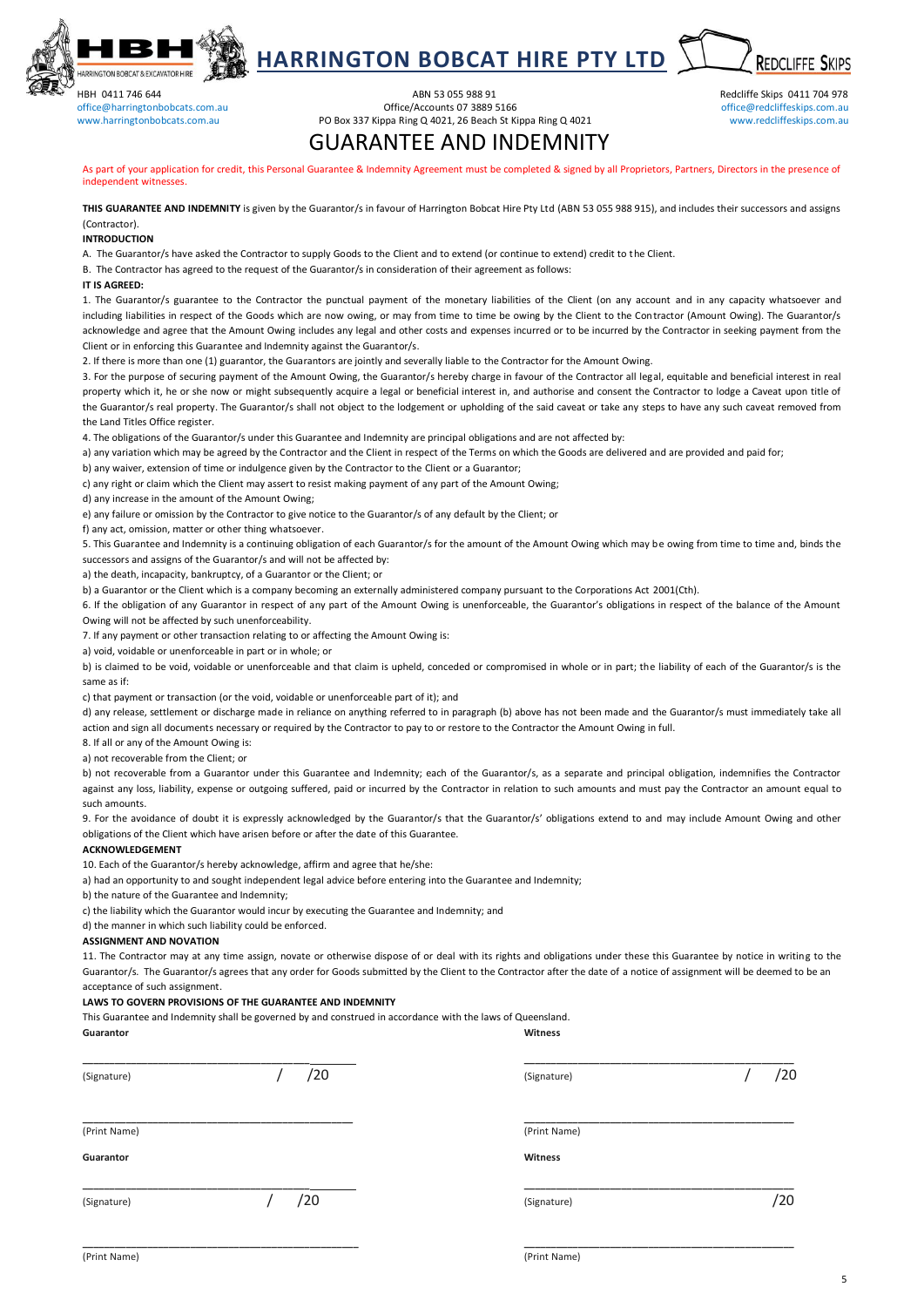# HARRINGTON BOBCAT HIRE PTY LTD

HBH 0411 746 644
office@harringtonbobcats.com.au
www.harringtonbobcats.com.au

ABN 53 055 988 91
Office/Accounts 07 3889 5166
PO Box 337 Kippa Ring Q 4021, 26 Beach St Kippa Ring Q 4021

Redcliffe Skips 0411 704 978
office@redcliffeskips.com.au
www.redcliffeskips.com.au

# GUARANTEE AND INDEMNITY

As part of your application for credit, this Personal Guarantee & Indemnity Agreement must be completed & signed by all Proprietors, Partners, Directors in the presence of independent witnesses.

**THIS GUARANTEE AND INDEMNITY** is given by the Guarantor/s in favour of Harrington Bobcat Hire Pty Ltd (ABN 53 055 988 915), and includes their successors and assigns (Contractor).

**INTRODUCTION**

A. The Guarantor/s have asked the Contractor to supply Goods to the Client and to extend (or continue to extend) credit to the Client.

B. The Contractor has agreed to the request of the Guarantor/s in consideration of their agreement as follows:

**IT IS AGREED:**

1. The Guarantor/s guarantee to the Contractor the punctual payment of the monetary liabilities of the Client (on any account and in any capacity whatsoever and including liabilities in respect of the Goods which are now owing, or may from time to time be owing by the Client to the Contractor (Amount Owing). The Guarantor/s acknowledge and agree that the Amount Owing includes any legal and other costs and expenses incurred or to be incurred by the Contractor in seeking payment from the Client or in enforcing this Guarantee and Indemnity against the Guarantor/s.

2. If there is more than one (1) guarantor, the Guarantors are jointly and severally liable to the Contractor for the Amount Owing.

3. For the purpose of securing payment of the Amount Owing, the Guarantor/s hereby charge in favour of the Contractor all legal, equitable and beneficial interest in real property which it, he or she now or might subsequently acquire a legal or beneficial interest in, and authorise and consent the Contractor to lodge a Caveat upon title of the Guarantor/s real property. The Guarantor/s shall not object to the lodgement or upholding of the said caveat or take any steps to have any such caveat removed from the Land Titles Office register.

4. The obligations of the Guarantor/s under this Guarantee and Indemnity are principal obligations and are not affected by:

a) any variation which may be agreed by the Contractor and the Client in respect of the Terms on which the Goods are delivered and are provided and paid for;

b) any waiver, extension of time or indulgence given by the Contractor to the Client or a Guarantor;

c) any right or claim which the Client may assert to resist making payment of any part of the Amount Owing;

d) any increase in the amount of the Amount Owing;

e) any failure or omission by the Contractor to give notice to the Guarantor/s of any default by the Client; or

f) any act, omission, matter or other thing whatsoever.

5. This Guarantee and Indemnity is a continuing obligation of each Guarantor/s for the amount of the Amount Owing which may be owing from time to time and, binds the successors and assigns of the Guarantor/s and will not be affected by:

a) the death, incapacity, bankruptcy, of a Guarantor or the Client; or

b) a Guarantor or the Client which is a company becoming an externally administered company pursuant to the Corporations Act 2001(Cth).

6. If the obligation of any Guarantor in respect of any part of the Amount Owing is unenforceable, the Guarantor's obligations in respect of the balance of the Amount Owing will not be affected by such unenforceability.

7. If any payment or other transaction relating to or affecting the Amount Owing is:

a) void, voidable or unenforceable in part or in whole; or

b) is claimed to be void, voidable or unenforceable and that claim is upheld, conceded or compromised in whole or in part; the liability of each of the Guarantor/s is the same as if:

c) that payment or transaction (or the void, voidable or unenforceable part of it); and

d) any release, settlement or discharge made in reliance on anything referred to in paragraph (b) above has not been made and the Guarantor/s must immediately take all action and sign all documents necessary or required by the Contractor to pay to or restore to the Contractor the Amount Owing in full.

8. If all or any of the Amount Owing is:

a) not recoverable from the Client; or

b) not recoverable from a Guarantor under this Guarantee and Indemnity; each of the Guarantor/s, as a separate and principal obligation, indemnifies the Contractor against any loss, liability, expense or outgoing suffered, paid or incurred by the Contractor in relation to such amounts and must pay the Contractor an amount equal to such amounts.

9. For the avoidance of doubt it is expressly acknowledged by the Guarantor/s that the Guarantor/s' obligations extend to and may include Amount Owing and other obligations of the Client which have arisen before or after the date of this Guarantee.

**ACKNOWLEDGEMENT**

10. Each of the Guarantor/s hereby acknowledge, affirm and agree that he/she:

a) had an opportunity to and sought independent legal advice before entering into the Guarantee and Indemnity;

b) the nature of the Guarantee and Indemnity;

c) the liability which the Guarantor would incur by executing the Guarantee and Indemnity; and

d) the manner in which such liability could be enforced.

**ASSIGNMENT AND NOVATION**

11. The Contractor may at any time assign, novate or otherwise dispose of or deal with its rights and obligations under these this Guarantee by notice in writing to the Guarantor/s. The Guarantor/s agrees that any order for Goods submitted by the Client to the Contractor after the date of a notice of assignment will be deemed to be an acceptance of such assignment.

**LAWS TO GOVERN PROVISIONS OF THE GUARANTEE AND INDEMNITY**

This Guarantee and Indemnity shall be governed by and construed in accordance with the laws of Queensland.

**Guarantor**

_______________________________ / /20
(Signature)

_______________________________
(Print Name)

**Witness**

_______________________________ / /20
(Signature)

_______________________________
(Print Name)

**Guarantor**

_______________________________ / /20
(Signature)

_______________________________
(Print Name)

**Witness**

_______________________________ /20
(Signature)

_______________________________
(Print Name)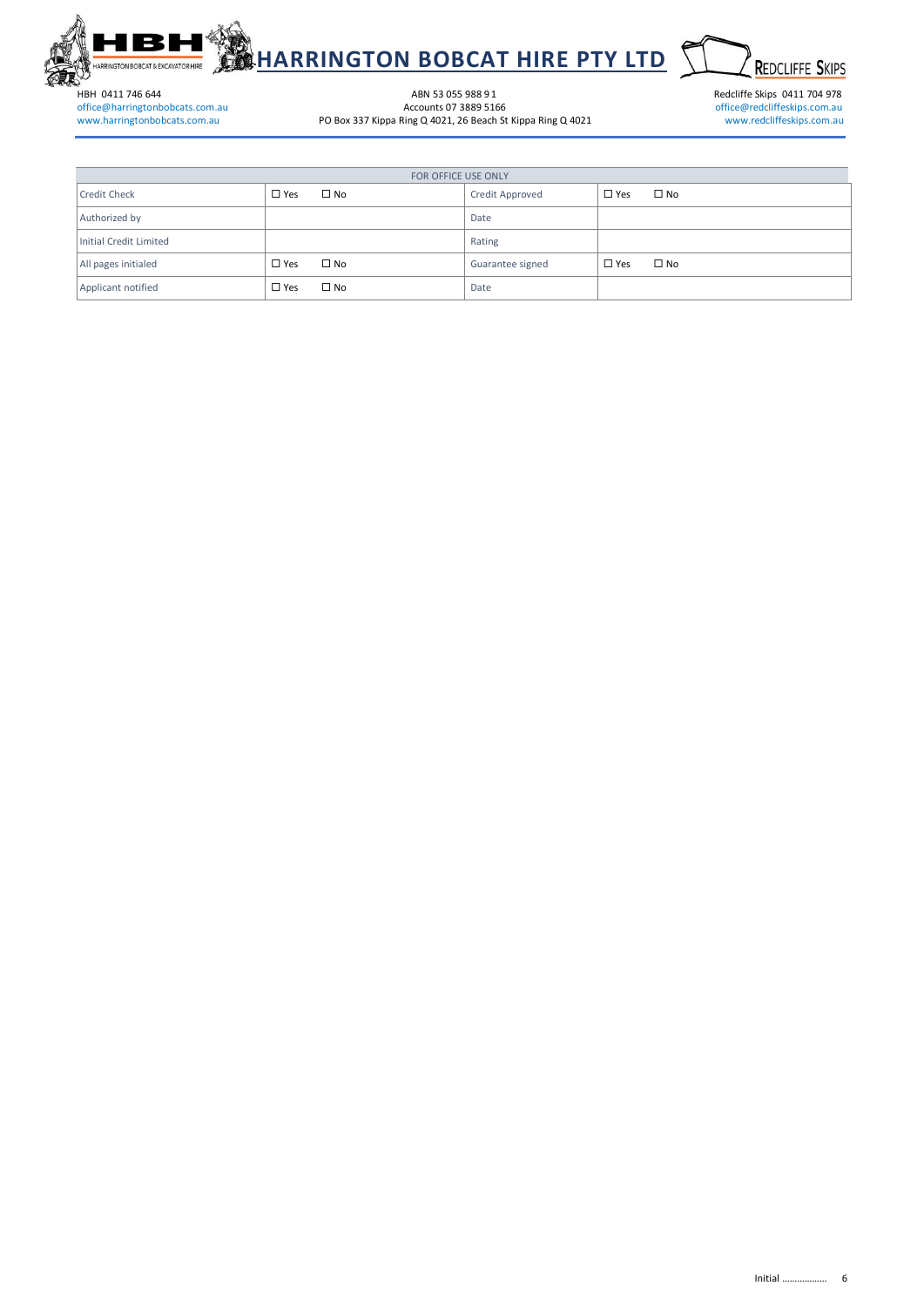**HARRINGTON BOBCAT HIRE PTY LTD**

HBH 0411 746 644
office@harringtonbobcats.com.au
www.harringtonbobcats.com.au

ABN 53 055 988 9 1
Accounts 07 3889 5166
PO Box 337 Kippa Ring Q 4021, 26 Beach St Kippa Ring Q 4021

Redcliffe Skips 0411 704 978
office@redcliffeskips.com.au
www.redcliffeskips.com.au

| FOR OFFICE USE ONLY | | | |
|---|---|---|---|
| Credit Check | ☐ Yes ☐ No | Credit Approved | ☐ Yes ☐ No |
| Authorized by | | Date | |
| Initial Credit Limited | | Rating | |
| All pages initialed | ☐ Yes ☐ No | Guarantee signed | ☐ Yes ☐ No |
| Applicant notified | ☐ Yes ☐ No | Date | |

Initial ………………